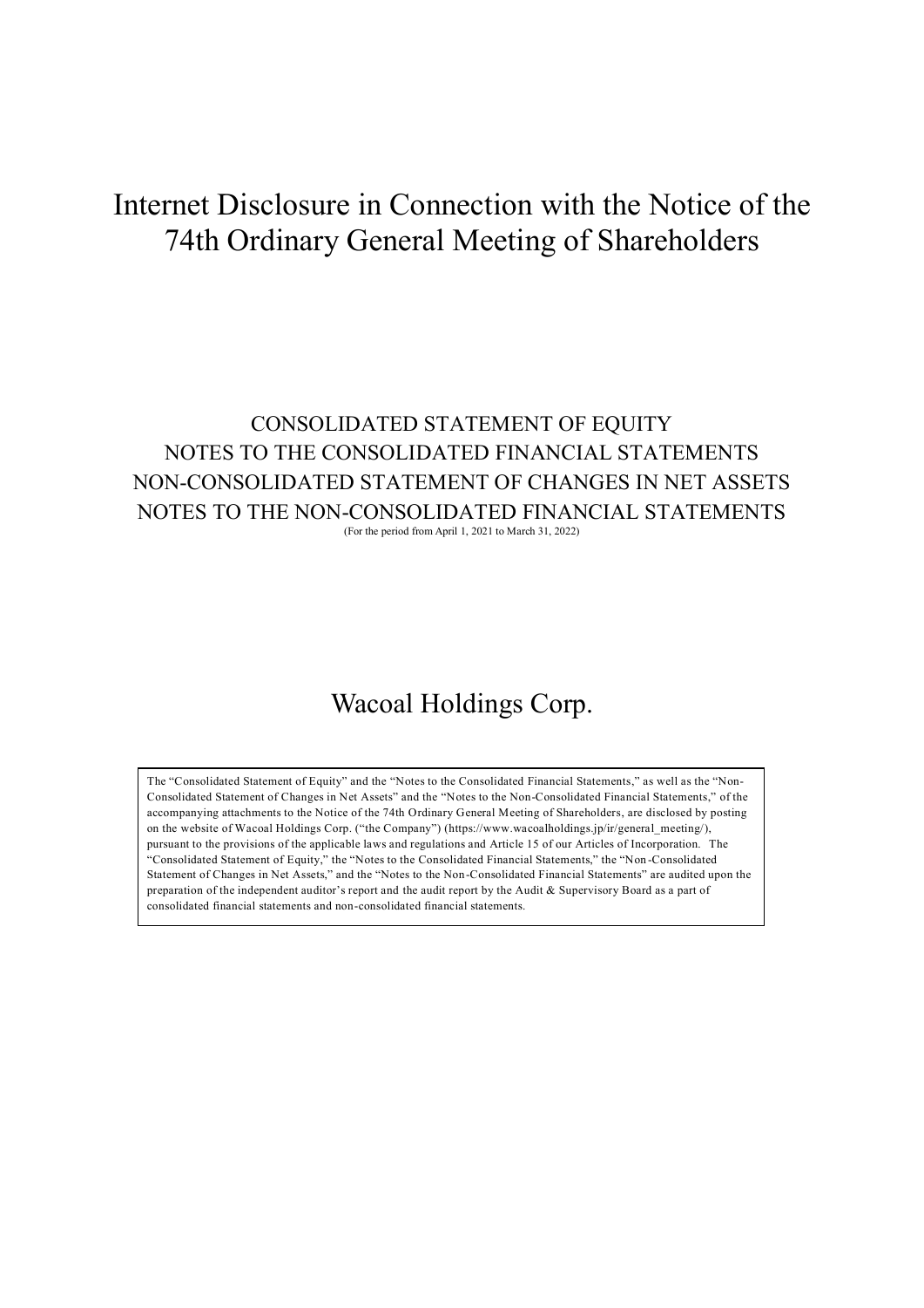# Internet Disclosure in Connection with the Notice of the 74th Ordinary General Meeting of Shareholders

## CONSOLIDATED STATEMENT OF EQUITY
## NOTES TO THE CONSOLIDATED FINANCIAL STATEMENTS
## NON-CONSOLIDATED STATEMENT OF CHANGES IN NET ASSETS
## NOTES TO THE NON-CONSOLIDATED FINANCIAL STATEMENTS

(For the period from April 1, 2021 to March 31, 2022)

## Wacoal Holdings Corp.

The "Consolidated Statement of Equity" and the "Notes to the Consolidated Financial Statements," as well as the "Non-Consolidated Statement of Changes in Net Assets" and the "Notes to the Non-Consolidated Financial Statements," of the accompanying attachments to the Notice of the 74th Ordinary General Meeting of Shareholders, are disclosed by posting on the website of Wacoal Holdings Corp. ("the Company") (https://www.wacoalholdings.jp/ir/general_meeting/), pursuant to the provisions of the applicable laws and regulations and Article 15 of our Articles of Incorporation. The "Consolidated Statement of Equity," the "Notes to the Consolidated Financial Statements," the "Non-Consolidated Statement of Changes in Net Assets," and the "Notes to the Non-Consolidated Financial Statements" are audited upon the preparation of the independent auditor's report and the audit report by the Audit & Supervisory Board as a part of consolidated financial statements and non-consolidated financial statements.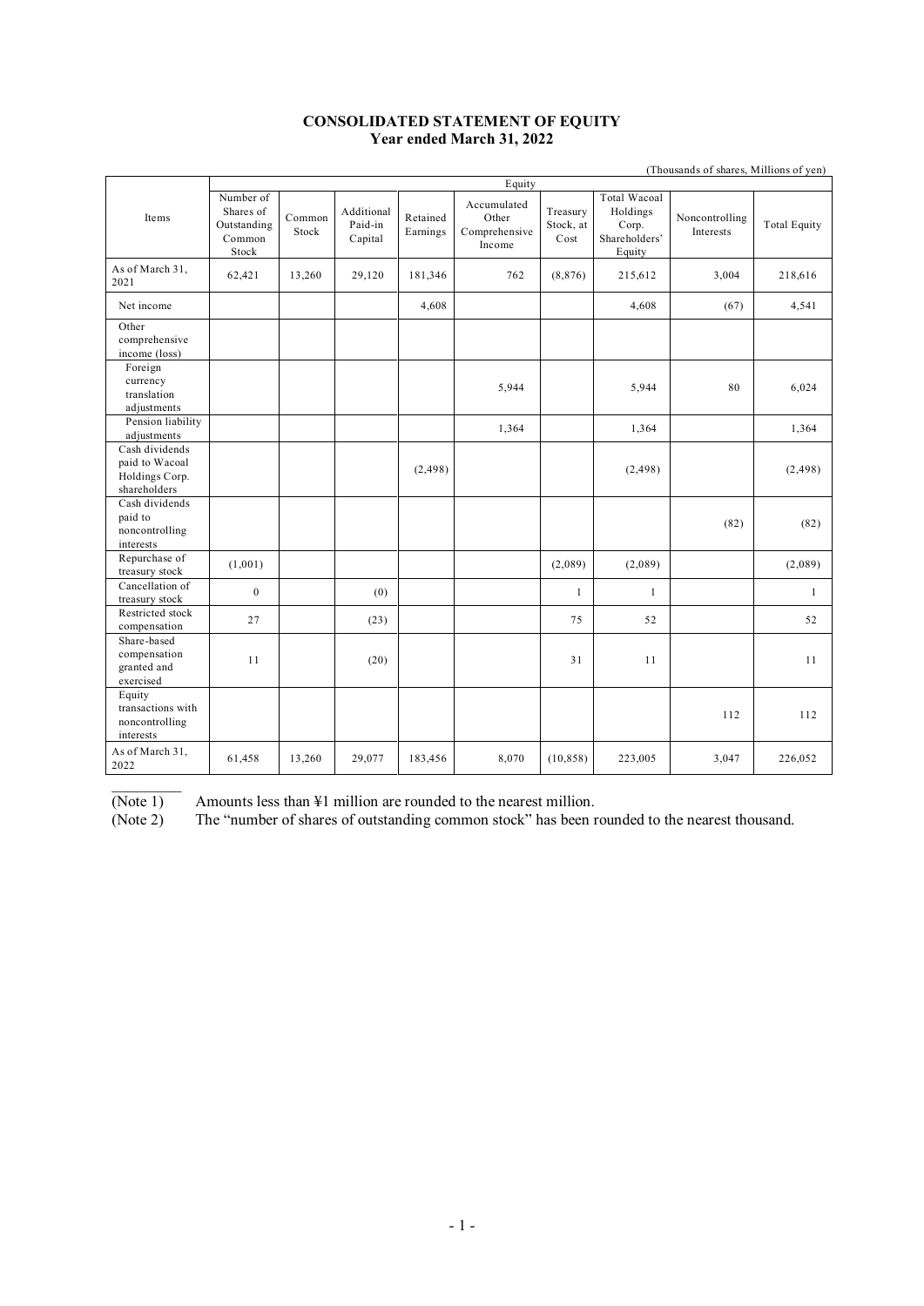**CONSOLIDATED STATEMENT OF EQUITY**
**Year ended March 31, 2022**

(Thousands of shares, Millions of yen)

| Items | Equity | | | | | | | | |
|---|---|---|---|---|---|---|---|---|---|
| | Number of Shares of Outstanding Common Stock | Common Stock | Additional Paid-in Capital | Retained Earnings | Accumulated Other Comprehensive Income | Treasury Stock, at Cost | Total Wacoal Holdings Corp. Shareholders' Equity | Noncontrolling Interests | Total Equity |
| As of March 31, 2021 | 62,421 | 13,260 | 29,120 | 181,346 | 762 | (8,876) | 215,612 | 3,004 | 218,616 |
| Net income | | | | 4,608 | | | 4,608 | (67) | 4,541 |
| Other comprehensive income (loss) | | | | | | | | | |
| Foreign currency translation adjustments | | | | | 5,944 | | 5,944 | 80 | 6,024 |
| Pension liability adjustments | | | | | 1,364 | | 1,364 | | 1,364 |
| Cash dividends paid to Wacoal Holdings Corp. shareholders | | | | (2,498) | | | (2,498) | | (2,498) |
| Cash dividends paid to noncontrolling interests | | | | | | | | (82) | (82) |
| Repurchase of treasury stock | (1,001) | | | | | (2,089) | (2,089) | | (2,089) |
| Cancellation of treasury stock | 0 | | (0) | | | 1 | 1 | | 1 |
| Restricted stock compensation | 27 | | (23) | | | 75 | 52 | | 52 |
| Share-based compensation granted and exercised | 11 | | (20) | | | 31 | 11 | | 11 |
| Equity transactions with noncontrolling interests | | | | | | | | 112 | 112 |
| As of March 31, 2022 | 61,458 | 13,260 | 29,077 | 183,456 | 8,070 | (10,858) | 223,005 | 3,047 | 226,052 |

(Note 1) Amounts less than ¥1 million are rounded to the nearest million.
(Note 2) The "number of shares of outstanding common stock" has been rounded to the nearest thousand.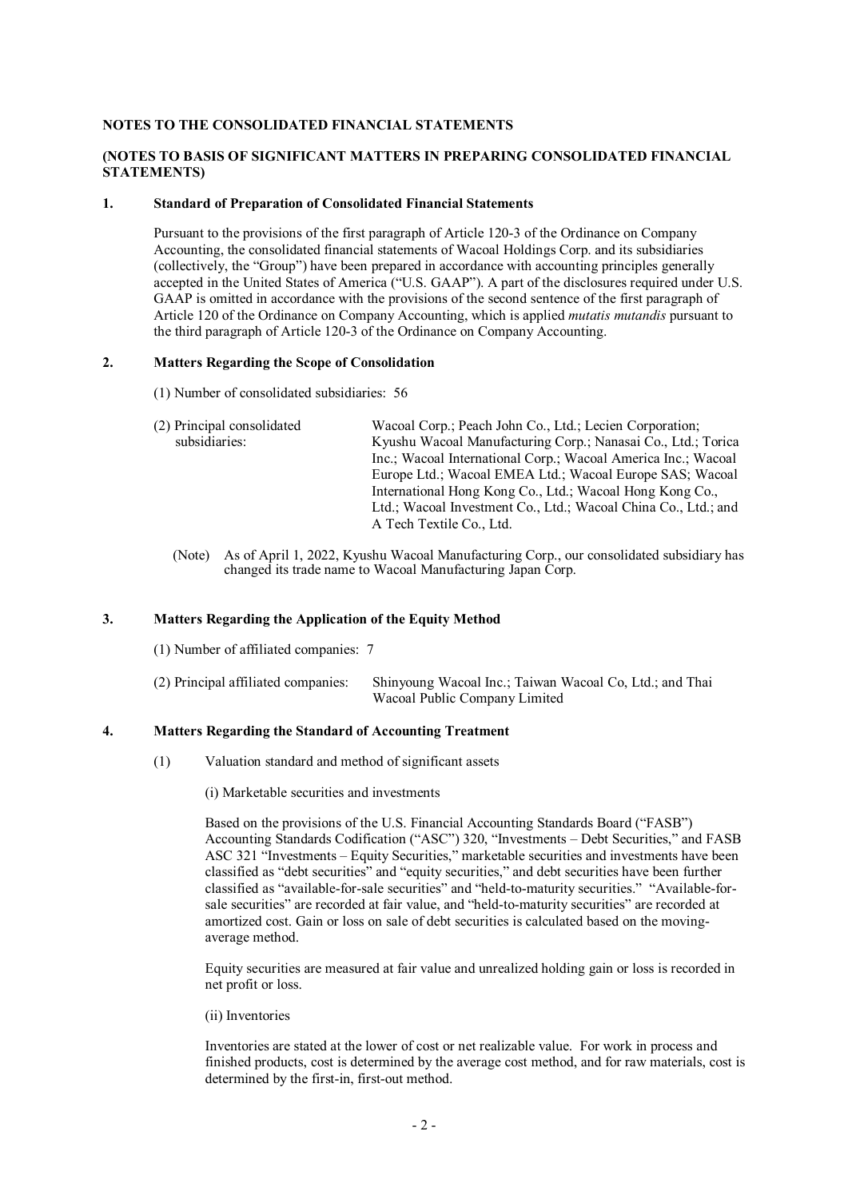## NOTES TO THE CONSOLIDATED FINANCIAL STATEMENTS

## (NOTES TO BASIS OF SIGNIFICANT MATTERS IN PREPARING CONSOLIDATED FINANCIAL STATEMENTS)

### 1. Standard of Preparation of Consolidated Financial Statements

Pursuant to the provisions of the first paragraph of Article 120-3 of the Ordinance on Company Accounting, the consolidated financial statements of Wacoal Holdings Corp. and its subsidiaries (collectively, the "Group") have been prepared in accordance with accounting principles generally accepted in the United States of America ("U.S. GAAP"). A part of the disclosures required under U.S. GAAP is omitted in accordance with the provisions of the second sentence of the first paragraph of Article 120 of the Ordinance on Company Accounting, which is applied *mutatis mutandis* pursuant to the third paragraph of Article 120-3 of the Ordinance on Company Accounting.

### 2. Matters Regarding the Scope of Consolidation

(1) Number of consolidated subsidiaries: 56

(2) Principal consolidated subsidiaries: Wacoal Corp.; Peach John Co., Ltd.; Lecien Corporation; Kyushu Wacoal Manufacturing Corp.; Nanasai Co., Ltd.; Torica Inc.; Wacoal International Corp.; Wacoal America Inc.; Wacoal Europe Ltd.; Wacoal EMEA Ltd.; Wacoal Europe SAS; Wacoal International Hong Kong Co., Ltd.; Wacoal Hong Kong Co., Ltd.; Wacoal Investment Co., Ltd.; Wacoal China Co., Ltd.; and A Tech Textile Co., Ltd.

(Note) As of April 1, 2022, Kyushu Wacoal Manufacturing Corp., our consolidated subsidiary has changed its trade name to Wacoal Manufacturing Japan Corp.

### 3. Matters Regarding the Application of the Equity Method

(1) Number of affiliated companies: 7

(2) Principal affiliated companies: Shinyoung Wacoal Inc.; Taiwan Wacoal Co, Ltd.; and Thai Wacoal Public Company Limited

### 4. Matters Regarding the Standard of Accounting Treatment

(1) Valuation standard and method of significant assets

(i) Marketable securities and investments

Based on the provisions of the U.S. Financial Accounting Standards Board ("FASB") Accounting Standards Codification ("ASC") 320, "Investments – Debt Securities," and FASB ASC 321 "Investments – Equity Securities," marketable securities and investments have been classified as "debt securities" and "equity securities," and debt securities have been further classified as "available-for-sale securities" and "held-to-maturity securities." "Available-for-sale securities" are recorded at fair value, and "held-to-maturity securities" are recorded at amortized cost. Gain or loss on sale of debt securities is calculated based on the moving-average method.

Equity securities are measured at fair value and unrealized holding gain or loss is recorded in net profit or loss.

(ii) Inventories

Inventories are stated at the lower of cost or net realizable value. For work in process and finished products, cost is determined by the average cost method, and for raw materials, cost is determined by the first-in, first-out method.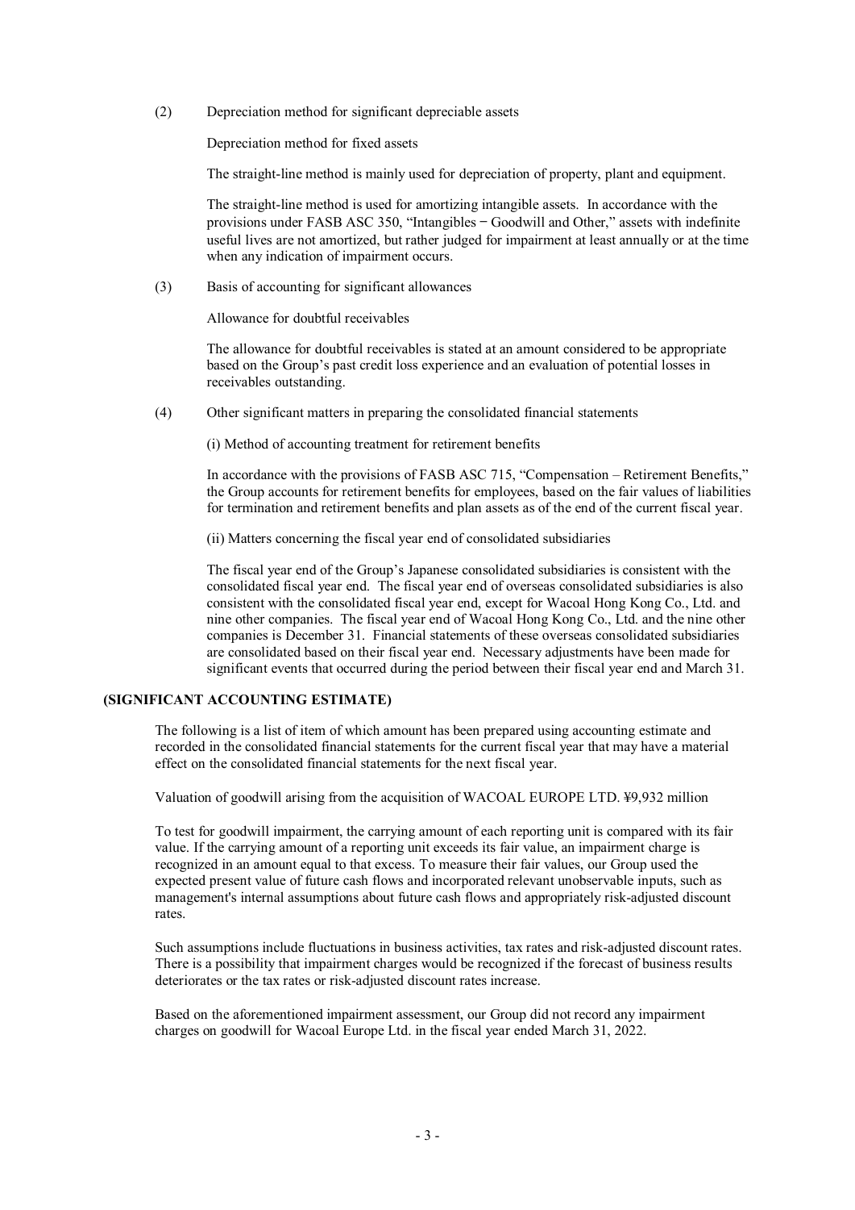(2) Depreciation method for significant depreciable assets

Depreciation method for fixed assets

The straight-line method is mainly used for depreciation of property, plant and equipment.

The straight-line method is used for amortizing intangible assets. In accordance with the provisions under FASB ASC 350, "Intangibles − Goodwill and Other," assets with indefinite useful lives are not amortized, but rather judged for impairment at least annually or at the time when any indication of impairment occurs.

(3) Basis of accounting for significant allowances

Allowance for doubtful receivables

The allowance for doubtful receivables is stated at an amount considered to be appropriate based on the Group's past credit loss experience and an evaluation of potential losses in receivables outstanding.

(4) Other significant matters in preparing the consolidated financial statements

(i) Method of accounting treatment for retirement benefits

In accordance with the provisions of FASB ASC 715, "Compensation – Retirement Benefits," the Group accounts for retirement benefits for employees, based on the fair values of liabilities for termination and retirement benefits and plan assets as of the end of the current fiscal year.

(ii) Matters concerning the fiscal year end of consolidated subsidiaries

The fiscal year end of the Group's Japanese consolidated subsidiaries is consistent with the consolidated fiscal year end. The fiscal year end of overseas consolidated subsidiaries is also consistent with the consolidated fiscal year end, except for Wacoal Hong Kong Co., Ltd. and nine other companies. The fiscal year end of Wacoal Hong Kong Co., Ltd. and the nine other companies is December 31. Financial statements of these overseas consolidated subsidiaries are consolidated based on their fiscal year end. Necessary adjustments have been made for significant events that occurred during the period between their fiscal year end and March 31.

**(SIGNIFICANT ACCOUNTING ESTIMATE)**

The following is a list of item of which amount has been prepared using accounting estimate and recorded in the consolidated financial statements for the current fiscal year that may have a material effect on the consolidated financial statements for the next fiscal year.

Valuation of goodwill arising from the acquisition of WACOAL EUROPE LTD. ¥9,932 million

To test for goodwill impairment, the carrying amount of each reporting unit is compared with its fair value. If the carrying amount of a reporting unit exceeds its fair value, an impairment charge is recognized in an amount equal to that excess. To measure their fair values, our Group used the expected present value of future cash flows and incorporated relevant unobservable inputs, such as management's internal assumptions about future cash flows and appropriately risk-adjusted discount rates.

Such assumptions include fluctuations in business activities, tax rates and risk-adjusted discount rates. There is a possibility that impairment charges would be recognized if the forecast of business results deteriorates or the tax rates or risk-adjusted discount rates increase.

Based on the aforementioned impairment assessment, our Group did not record any impairment charges on goodwill for Wacoal Europe Ltd. in the fiscal year ended March 31, 2022.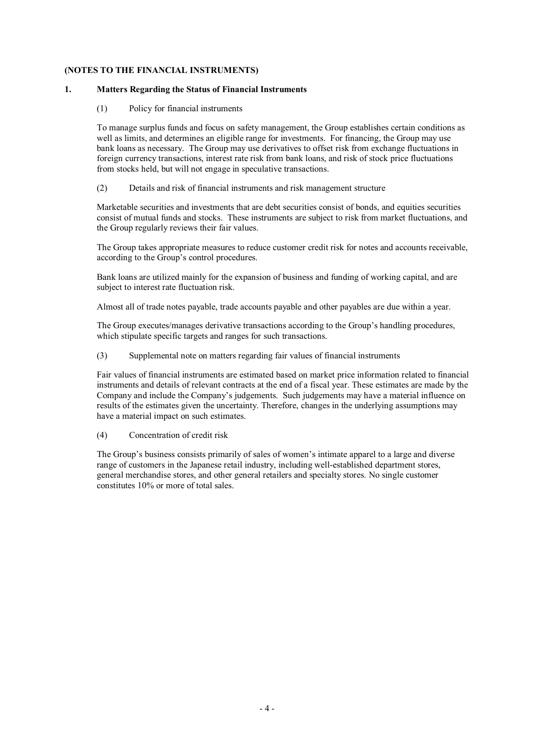**(NOTES TO THE FINANCIAL INSTRUMENTS)**

## 1. Matters Regarding the Status of Financial Instruments

(1) Policy for financial instruments

To manage surplus funds and focus on safety management, the Group establishes certain conditions as well as limits, and determines an eligible range for investments. For financing, the Group may use bank loans as necessary. The Group may use derivatives to offset risk from exchange fluctuations in foreign currency transactions, interest rate risk from bank loans, and risk of stock price fluctuations from stocks held, but will not engage in speculative transactions.

(2) Details and risk of financial instruments and risk management structure

Marketable securities and investments that are debt securities consist of bonds, and equities securities consist of mutual funds and stocks. These instruments are subject to risk from market fluctuations, and the Group regularly reviews their fair values.

The Group takes appropriate measures to reduce customer credit risk for notes and accounts receivable, according to the Group's control procedures.

Bank loans are utilized mainly for the expansion of business and funding of working capital, and are subject to interest rate fluctuation risk.

Almost all of trade notes payable, trade accounts payable and other payables are due within a year.

The Group executes/manages derivative transactions according to the Group's handling procedures, which stipulate specific targets and ranges for such transactions.

(3) Supplemental note on matters regarding fair values of financial instruments

Fair values of financial instruments are estimated based on market price information related to financial instruments and details of relevant contracts at the end of a fiscal year. These estimates are made by the Company and include the Company's judgements. Such judgements may have a material influence on results of the estimates given the uncertainty. Therefore, changes in the underlying assumptions may have a material impact on such estimates.

(4) Concentration of credit risk

The Group's business consists primarily of sales of women's intimate apparel to a large and diverse range of customers in the Japanese retail industry, including well-established department stores, general merchandise stores, and other general retailers and specialty stores. No single customer constitutes 10% or more of total sales.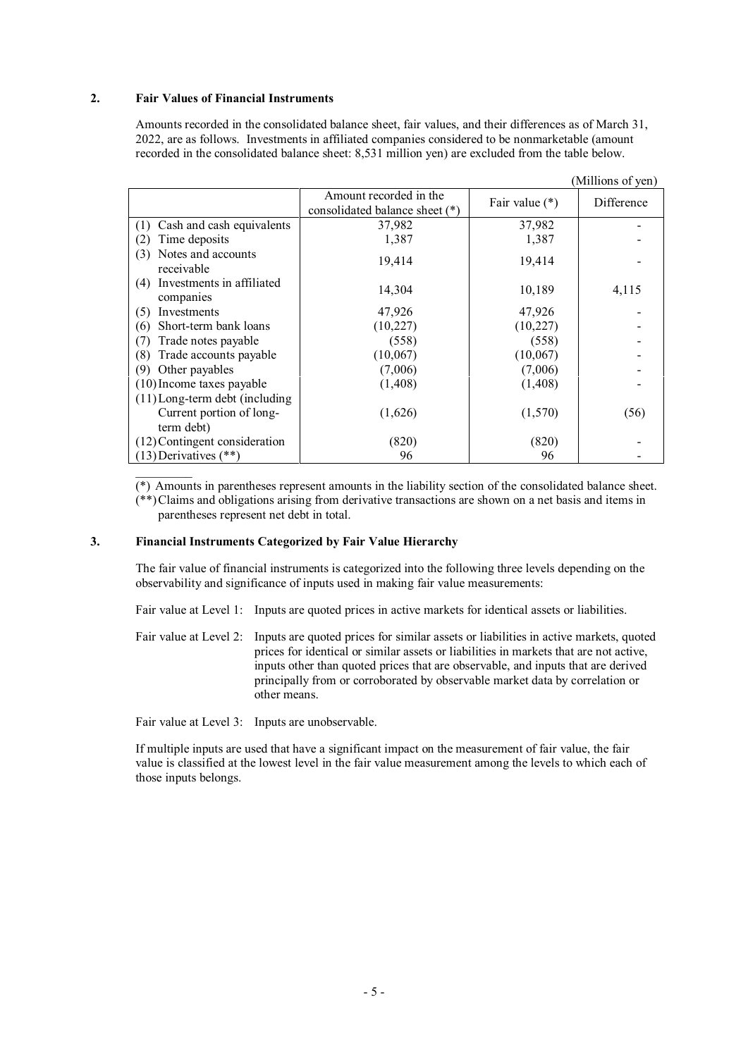## 2. Fair Values of Financial Instruments

Amounts recorded in the consolidated balance sheet, fair values, and their differences as of March 31, 2022, are as follows. Investments in affiliated companies considered to be nonmarketable (amount recorded in the consolidated balance sheet: 8,531 million yen) are excluded from the table below.

(Millions of yen)

| | Amount recorded in the consolidated balance sheet (*) | Fair value (*) | Difference |
|---|---|---|---|
| (1) Cash and cash equivalents | 37,982 | 37,982 | - |
| (2) Time deposits | 1,387 | 1,387 | - |
| (3) Notes and accounts receivable | 19,414 | 19,414 | - |
| (4) Investments in affiliated companies | 14,304 | 10,189 | 4,115 |
| (5) Investments | 47,926 | 47,926 | - |
| (6) Short-term bank loans | (10,227) | (10,227) | - |
| (7) Trade notes payable | (558) | (558) | - |
| (8) Trade accounts payable | (10,067) | (10,067) | - |
| (9) Other payables | (7,006) | (7,006) | - |
| (10) Income taxes payable | (1,408) | (1,408) | - |
| (11) Long-term debt (including Current portion of long-term debt) | (1,626) | (1,570) | (56) |
| (12) Contingent consideration | (820) | (820) | - |
| (13) Derivatives (**) | 96 | 96 | - |

(*) Amounts in parentheses represent amounts in the liability section of the consolidated balance sheet.

(**) Claims and obligations arising from derivative transactions are shown on a net basis and items in parentheses represent net debt in total.

## 3. Financial Instruments Categorized by Fair Value Hierarchy

The fair value of financial instruments is categorized into the following three levels depending on the observability and significance of inputs used in making fair value measurements:

Fair value at Level 1: Inputs are quoted prices in active markets for identical assets or liabilities.

Fair value at Level 2: Inputs are quoted prices for similar assets or liabilities in active markets, quoted prices for identical or similar assets or liabilities in markets that are not active, inputs other than quoted prices that are observable, and inputs that are derived principally from or corroborated by observable market data by correlation or other means.

Fair value at Level 3: Inputs are unobservable.

If multiple inputs are used that have a significant impact on the measurement of fair value, the fair value is classified at the lowest level in the fair value measurement among the levels to which each of those inputs belongs.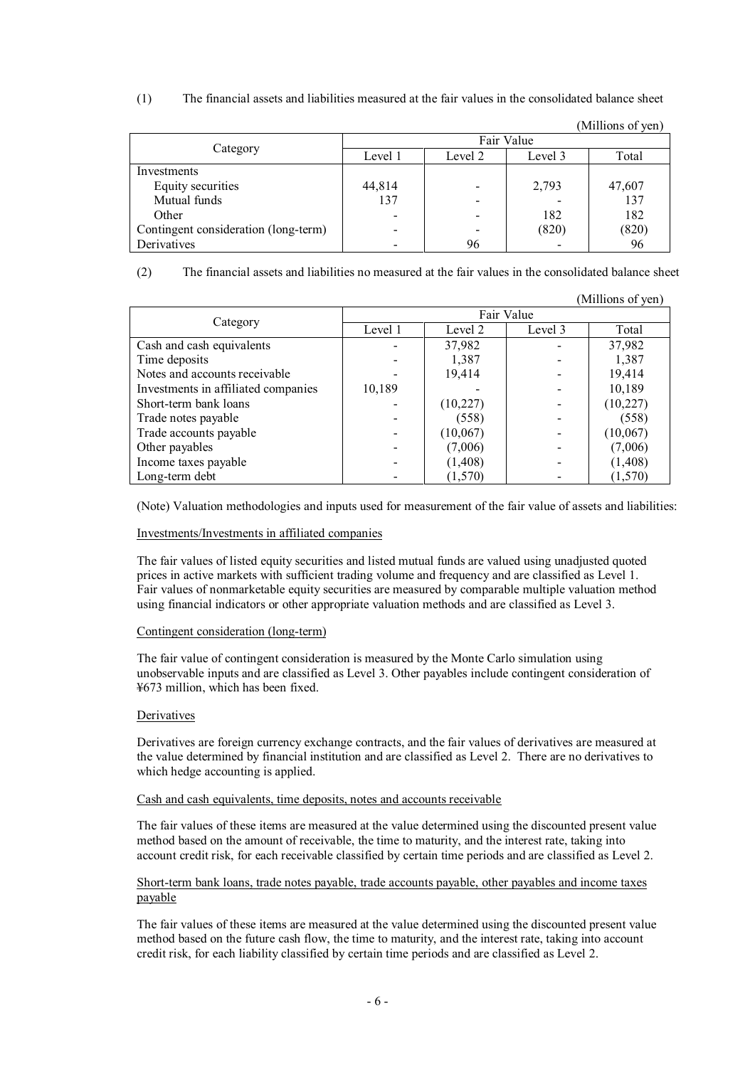(1) The financial assets and liabilities measured at the fair values in the consolidated balance sheet

(Millions of yen)

| Category | Fair Value | | | |
|---|---|---|---|---|
| | Level 1 | Level 2 | Level 3 | Total |
| Investments | | | | |
| Equity securities | 44,814 | - | 2,793 | 47,607 |
| Mutual funds | 137 | - | - | 137 |
| Other | - | - | 182 | 182 |
| Contingent consideration (long-term) | - | - | (820) | (820) |
| Derivatives | - | 96 | - | 96 |

(2) The financial assets and liabilities no measured at the fair values in the consolidated balance sheet

(Millions of yen)

| Category | Fair Value | | | |
|---|---|---|---|---|
| | Level 1 | Level 2 | Level 3 | Total |
| Cash and cash equivalents | - | 37,982 | - | 37,982 |
| Time deposits | - | 1,387 | - | 1,387 |
| Notes and accounts receivable | - | 19,414 | - | 19,414 |
| Investments in affiliated companies | 10,189 | - | - | 10,189 |
| Short-term bank loans | - | (10,227) | - | (10,227) |
| Trade notes payable | - | (558) | - | (558) |
| Trade accounts payable | - | (10,067) | - | (10,067) |
| Other payables | - | (7,006) | - | (7,006) |
| Income taxes payable | - | (1,408) | - | (1,408) |
| Long-term debt | - | (1,570) | - | (1,570) |

(Note) Valuation methodologies and inputs used for measurement of the fair value of assets and liabilities:

Investments/Investments in affiliated companies

The fair values of listed equity securities and listed mutual funds are valued using unadjusted quoted prices in active markets with sufficient trading volume and frequency and are classified as Level 1. Fair values of nonmarketable equity securities are measured by comparable multiple valuation method using financial indicators or other appropriate valuation methods and are classified as Level 3.

Contingent consideration (long-term)

The fair value of contingent consideration is measured by the Monte Carlo simulation using unobservable inputs and are classified as Level 3. Other payables include contingent consideration of ¥673 million, which has been fixed.

Derivatives

Derivatives are foreign currency exchange contracts, and the fair values of derivatives are measured at the value determined by financial institution and are classified as Level 2. There are no derivatives to which hedge accounting is applied.

Cash and cash equivalents, time deposits, notes and accounts receivable

The fair values of these items are measured at the value determined using the discounted present value method based on the amount of receivable, the time to maturity, and the interest rate, taking into account credit risk, for each receivable classified by certain time periods and are classified as Level 2.

Short-term bank loans, trade notes payable, trade accounts payable, other payables and income taxes payable

The fair values of these items are measured at the value determined using the discounted present value method based on the future cash flow, the time to maturity, and the interest rate, taking into account credit risk, for each liability classified by certain time periods and are classified as Level 2.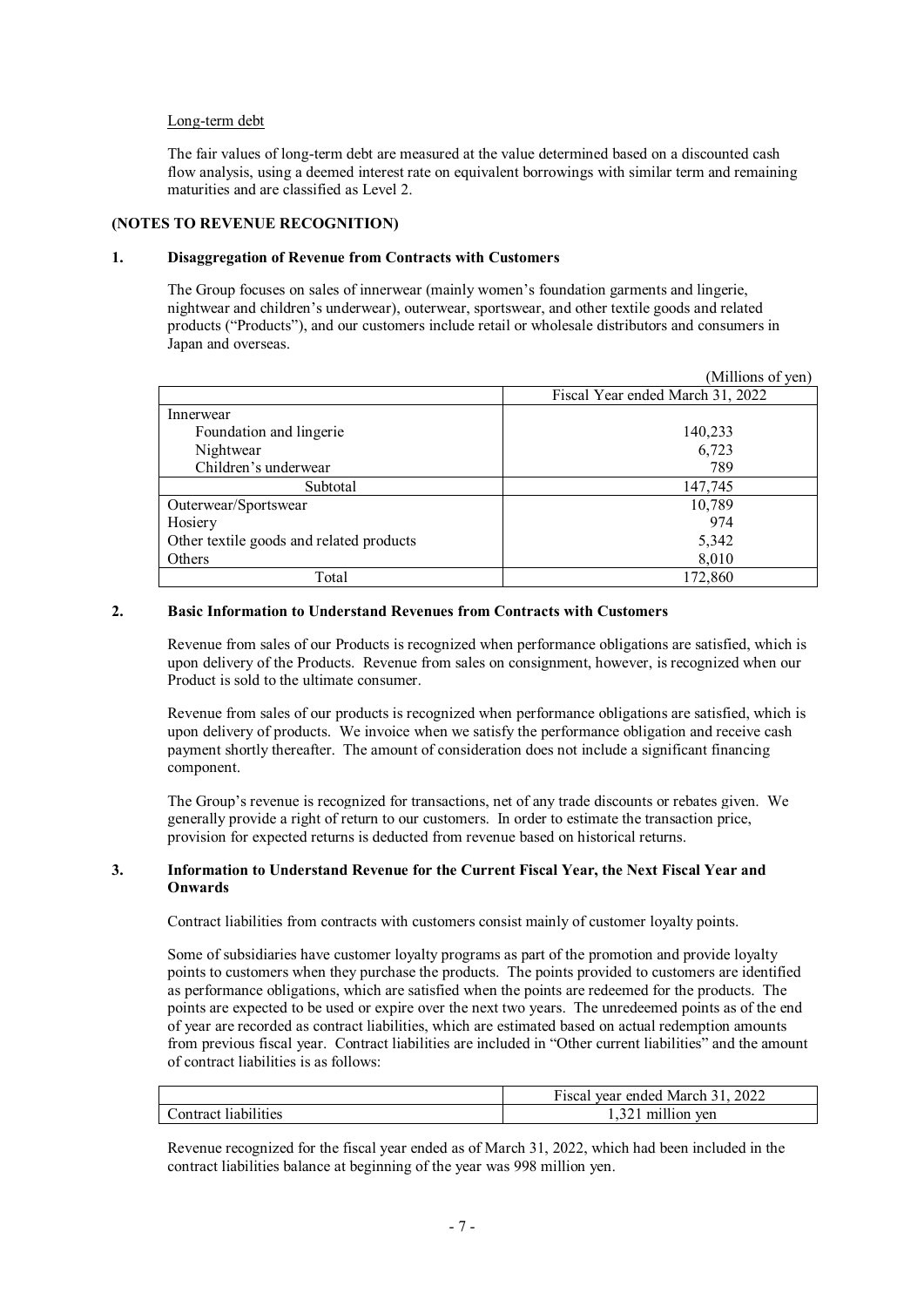Long-term debt

The fair values of long-term debt are measured at the value determined based on a discounted cash flow analysis, using a deemed interest rate on equivalent borrowings with similar term and remaining maturities and are classified as Level 2.

**(NOTES TO REVENUE RECOGNITION)**

**1. Disaggregation of Revenue from Contracts with Customers**

The Group focuses on sales of innerwear (mainly women's foundation garments and lingerie, nightwear and children's underwear), outerwear, sportswear, and other textile goods and related products ("Products"), and our customers include retail or wholesale distributors and consumers in Japan and overseas.

(Millions of yen)

| | Fiscal Year ended March 31, 2022 |
|---|---|
| Innerwear | |
| Foundation and lingerie | 140,233 |
| Nightwear | 6,723 |
| Children's underwear | 789 |
| Subtotal | 147,745 |
| Outerwear/Sportswear | 10,789 |
| Hosiery | 974 |
| Other textile goods and related products | 5,342 |
| Others | 8,010 |
| Total | 172,860 |

**2. Basic Information to Understand Revenues from Contracts with Customers**

Revenue from sales of our Products is recognized when performance obligations are satisfied, which is upon delivery of the Products. Revenue from sales on consignment, however, is recognized when our Product is sold to the ultimate consumer.

Revenue from sales of our products is recognized when performance obligations are satisfied, which is upon delivery of products. We invoice when we satisfy the performance obligation and receive cash payment shortly thereafter. The amount of consideration does not include a significant financing component.

The Group's revenue is recognized for transactions, net of any trade discounts or rebates given. We generally provide a right of return to our customers. In order to estimate the transaction price, provision for expected returns is deducted from revenue based on historical returns.

**3. Information to Understand Revenue for the Current Fiscal Year, the Next Fiscal Year and Onwards**

Contract liabilities from contracts with customers consist mainly of customer loyalty points.

Some of subsidiaries have customer loyalty programs as part of the promotion and provide loyalty points to customers when they purchase the products. The points provided to customers are identified as performance obligations, which are satisfied when the points are redeemed for the products. The points are expected to be used or expire over the next two years. The unredeemed points as of the end of year are recorded as contract liabilities, which are estimated based on actual redemption amounts from previous fiscal year. Contract liabilities are included in "Other current liabilities" and the amount of contract liabilities is as follows:

| | Fiscal year ended March 31, 2022 |
|---|---|
| Contract liabilities | 1,321 million yen |

Revenue recognized for the fiscal year ended as of March 31, 2022, which had been included in the contract liabilities balance at beginning of the year was 998 million yen.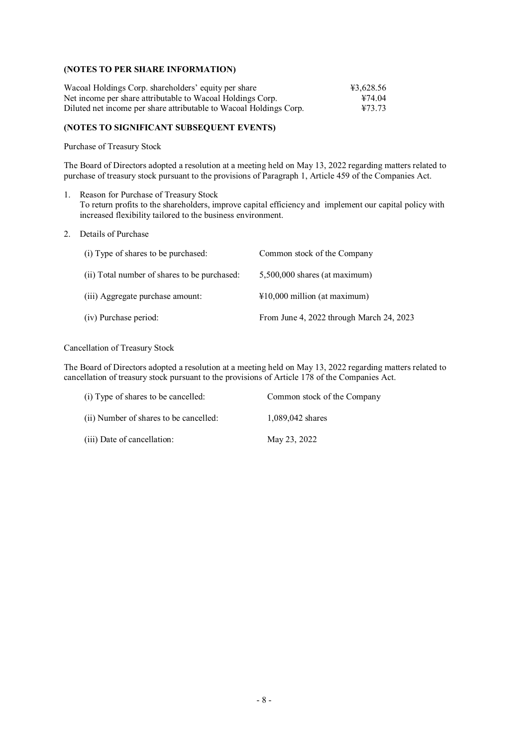**(NOTES TO PER SHARE INFORMATION)**

| | |
|---|---|
| Wacoal Holdings Corp. shareholders' equity per share | ¥3,628.56 |
| Net income per share attributable to Wacoal Holdings Corp. | ¥74.04 |
| Diluted net income per share attributable to Wacoal Holdings Corp. | ¥73.73 |

**(NOTES TO SIGNIFICANT SUBSEQUENT EVENTS)**

Purchase of Treasury Stock

The Board of Directors adopted a resolution at a meeting held on May 13, 2022 regarding matters related to purchase of treasury stock pursuant to the provisions of Paragraph 1, Article 459 of the Companies Act.

1. Reason for Purchase of Treasury Stock
   To return profits to the shareholders, improve capital efficiency and implement our capital policy with increased flexibility tailored to the business environment.

2. Details of Purchase

| | |
|---|---|
| (i) Type of shares to be purchased: | Common stock of the Company |
| (ii) Total number of shares to be purchased: | 5,500,000 shares (at maximum) |
| (iii) Aggregate purchase amount: | ¥10,000 million (at maximum) |
| (iv) Purchase period: | From June 4, 2022 through March 24, 2023 |

Cancellation of Treasury Stock

The Board of Directors adopted a resolution at a meeting held on May 13, 2022 regarding matters related to cancellation of treasury stock pursuant to the provisions of Article 178 of the Companies Act.

| | |
|---|---|
| (i) Type of shares to be cancelled: | Common stock of the Company |
| (ii) Number of shares to be cancelled: | 1,089,042 shares |
| (iii) Date of cancellation: | May 23, 2022 |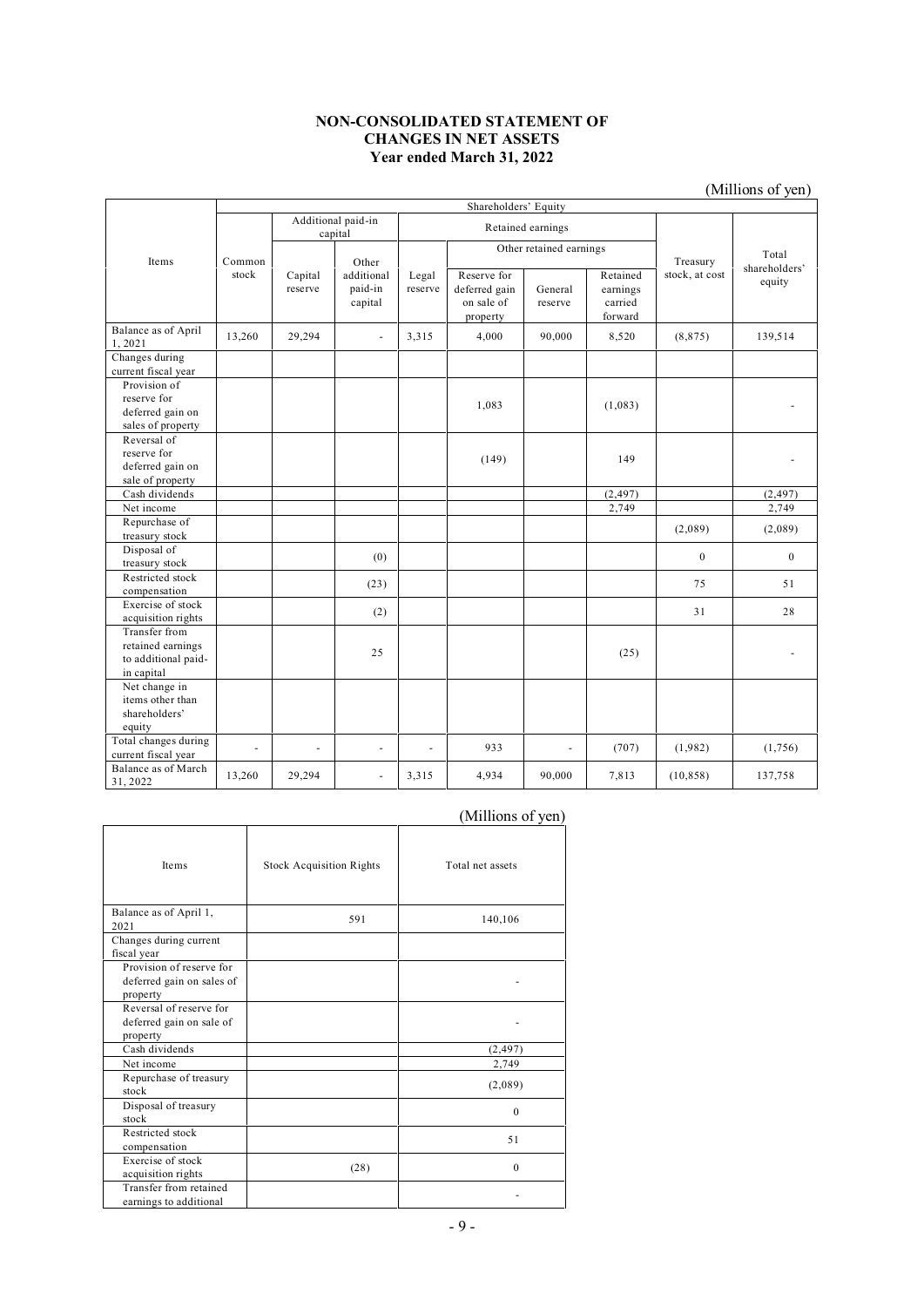# NON-CONSOLIDATED STATEMENT OF CHANGES IN NET ASSETS
## Year ended March 31, 2022

(Millions of yen)

| Items | Shareholders' Equity | | | | | | | | |
|---|---|---|---|---|---|---|---|---|---|
| | Common stock | Additional paid-in capital | | Retained earnings | | | | Treasury stock, at cost | Total shareholders' equity |
| | | Capital reserve | Other additional paid-in capital | Legal reserve | Other retained earnings | | | | |
| | | | | | Reserve for deferred gain on sale of property | General reserve | Retained earnings carried forward | | |
| Balance as of April 1, 2021 | 13,260 | 29,294 | - | 3,315 | 4,000 | 90,000 | 8,520 | (8,875) | 139,514 |
| Changes during current fiscal year | | | | | | | | | |
| Provision of reserve for deferred gain on sales of property | | | | | 1,083 | | (1,083) | | - |
| Reversal of reserve for deferred gain on sale of property | | | | | (149) | | 149 | | - |
| Cash dividends | | | | | | | (2,497) | | (2,497) |
| Net income | | | | | | | 2,749 | | 2,749 |
| Repurchase of treasury stock | | | | | | | | (2,089) | (2,089) |
| Disposal of treasury stock | | | (0) | | | | | 0 | 0 |
| Restricted stock compensation | | | (23) | | | | | 75 | 51 |
| Exercise of stock acquisition rights | | | (2) | | | | | 31 | 28 |
| Transfer from retained earnings to additional paid-in capital | | | 25 | | | | (25) | | - |
| Net change in items other than shareholders' equity | | | | | | | | | |
| Total changes during current fiscal year | - | - | - | - | 933 | - | (707) | (1,982) | (1,756) |
| Balance as of March 31, 2022 | 13,260 | 29,294 | - | 3,315 | 4,934 | 90,000 | 7,813 | (10,858) | 137,758 |

(Millions of yen)

| Items | Stock Acquisition Rights | Total net assets |
|---|---|---|
| Balance as of April 1, 2021 | 591 | 140,106 |
| Changes during current fiscal year | | |
| Provision of reserve for deferred gain on sales of property | | - |
| Reversal of reserve for deferred gain on sale of property | | - |
| Cash dividends | | (2,497) |
| Net income | | 2,749 |
| Repurchase of treasury stock | | (2,089) |
| Disposal of treasury stock | | 0 |
| Restricted stock compensation | | 51 |
| Exercise of stock acquisition rights | (28) | 0 |
| Transfer from retained earnings to additional | | - |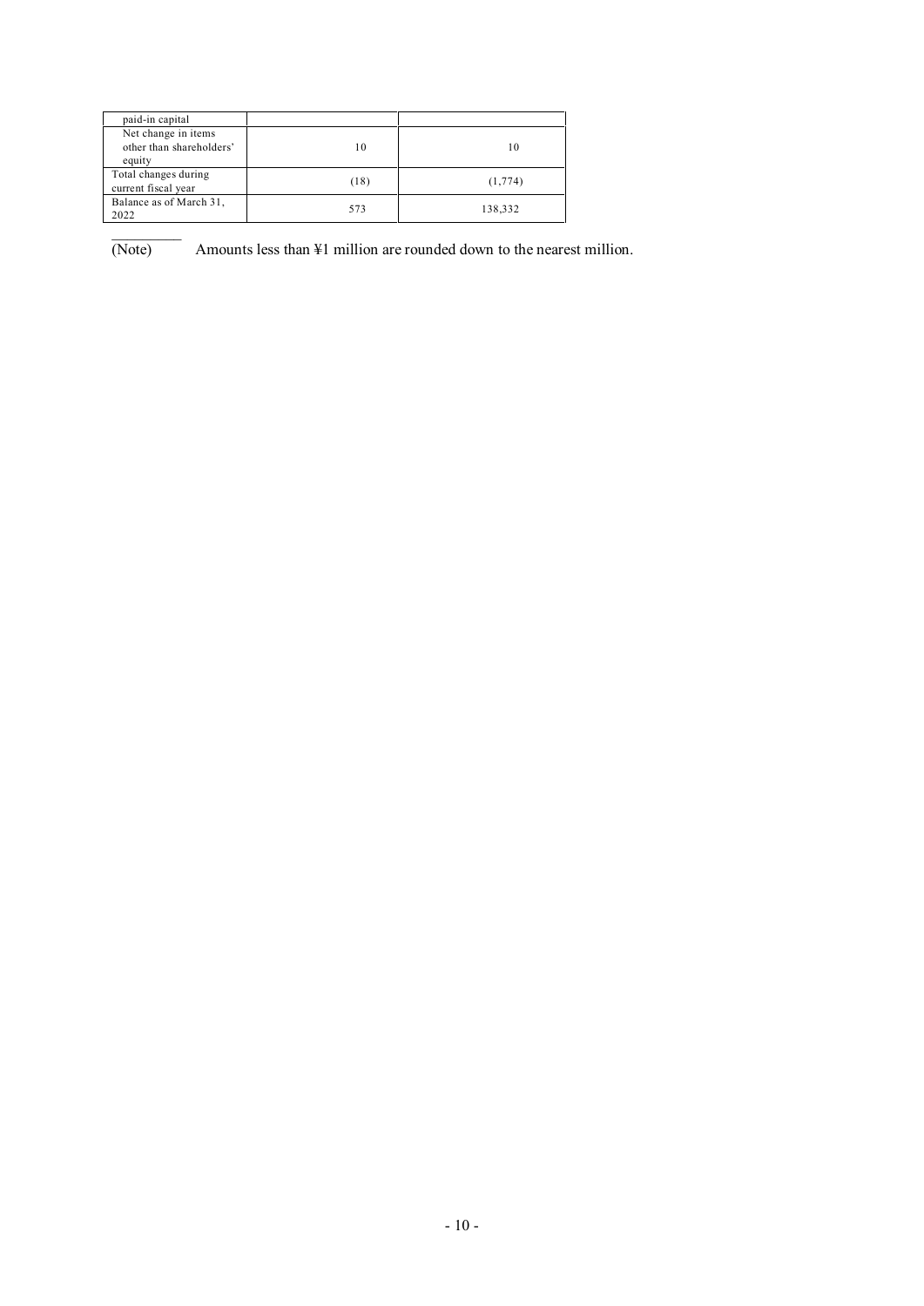| | | |
|---|---|---|
| paid-in capital | | |
| Net change in items other than shareholders' equity | 10 | 10 |
| Total changes during current fiscal year | (18) | (1,774) |
| Balance as of March 31, 2022 | 573 | 138,332 |

(Note) Amounts less than ¥1 million are rounded down to the nearest million.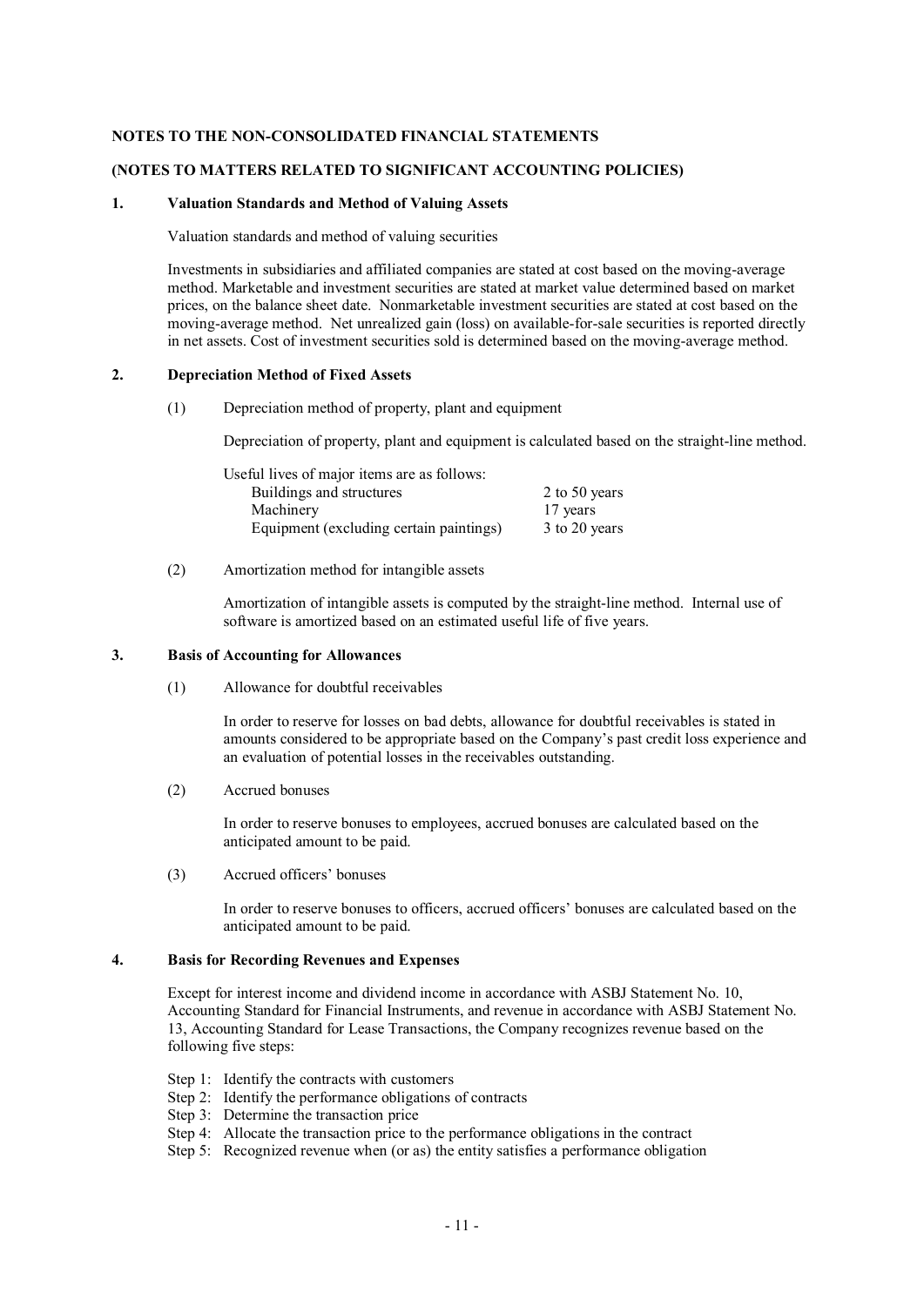**NOTES TO THE NON-CONSOLIDATED FINANCIAL STATEMENTS**

**(NOTES TO MATTERS RELATED TO SIGNIFICANT ACCOUNTING POLICIES)**

## 1. Valuation Standards and Method of Valuing Assets

Valuation standards and method of valuing securities

Investments in subsidiaries and affiliated companies are stated at cost based on the moving-average method. Marketable and investment securities are stated at market value determined based on market prices, on the balance sheet date. Nonmarketable investment securities are stated at cost based on the moving-average method. Net unrealized gain (loss) on available-for-sale securities is reported directly in net assets. Cost of investment securities sold is determined based on the moving-average method.

## 2. Depreciation Method of Fixed Assets

(1) Depreciation method of property, plant and equipment

Depreciation of property, plant and equipment is calculated based on the straight-line method.

Useful lives of major items are as follows:

| | |
|---|---|
| Buildings and structures | 2 to 50 years |
| Machinery | 17 years |
| Equipment (excluding certain paintings) | 3 to 20 years |

(2) Amortization method for intangible assets

Amortization of intangible assets is computed by the straight-line method. Internal use of software is amortized based on an estimated useful life of five years.

## 3. Basis of Accounting for Allowances

(1) Allowance for doubtful receivables

In order to reserve for losses on bad debts, allowance for doubtful receivables is stated in amounts considered to be appropriate based on the Company's past credit loss experience and an evaluation of potential losses in the receivables outstanding.

(2) Accrued bonuses

In order to reserve bonuses to employees, accrued bonuses are calculated based on the anticipated amount to be paid.

(3) Accrued officers' bonuses

In order to reserve bonuses to officers, accrued officers' bonuses are calculated based on the anticipated amount to be paid.

## 4. Basis for Recording Revenues and Expenses

Except for interest income and dividend income in accordance with ASBJ Statement No. 10, Accounting Standard for Financial Instruments, and revenue in accordance with ASBJ Statement No. 13, Accounting Standard for Lease Transactions, the Company recognizes revenue based on the following five steps:

Step 1: Identify the contracts with customers
Step 2: Identify the performance obligations of contracts
Step 3: Determine the transaction price
Step 4: Allocate the transaction price to the performance obligations in the contract
Step 5: Recognized revenue when (or as) the entity satisfies a performance obligation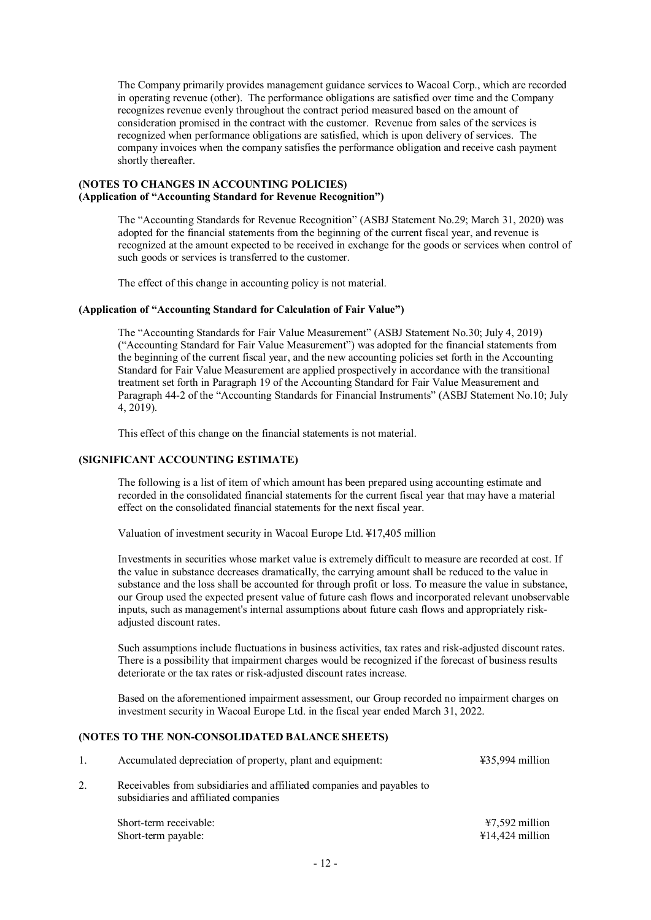The Company primarily provides management guidance services to Wacoal Corp., which are recorded in operating revenue (other). The performance obligations are satisfied over time and the Company recognizes revenue evenly throughout the contract period measured based on the amount of consideration promised in the contract with the customer. Revenue from sales of the services is recognized when performance obligations are satisfied, which is upon delivery of services. The company invoices when the company satisfies the performance obligation and receive cash payment shortly thereafter.

**(NOTES TO CHANGES IN ACCOUNTING POLICIES)**
**(Application of "Accounting Standard for Revenue Recognition")**

The "Accounting Standards for Revenue Recognition" (ASBJ Statement No.29; March 31, 2020) was adopted for the financial statements from the beginning of the current fiscal year, and revenue is recognized at the amount expected to be received in exchange for the goods or services when control of such goods or services is transferred to the customer.

The effect of this change in accounting policy is not material.

**(Application of "Accounting Standard for Calculation of Fair Value")**

The "Accounting Standards for Fair Value Measurement" (ASBJ Statement No.30; July 4, 2019) ("Accounting Standard for Fair Value Measurement") was adopted for the financial statements from the beginning of the current fiscal year, and the new accounting policies set forth in the Accounting Standard for Fair Value Measurement are applied prospectively in accordance with the transitional treatment set forth in Paragraph 19 of the Accounting Standard for Fair Value Measurement and Paragraph 44-2 of the "Accounting Standards for Financial Instruments" (ASBJ Statement No.10; July 4, 2019).

This effect of this change on the financial statements is not material.

**(SIGNIFICANT ACCOUNTING ESTIMATE)**

The following is a list of item of which amount has been prepared using accounting estimate and recorded in the consolidated financial statements for the current fiscal year that may have a material effect on the consolidated financial statements for the next fiscal year.

Valuation of investment security in Wacoal Europe Ltd. ¥17,405 million

Investments in securities whose market value is extremely difficult to measure are recorded at cost. If the value in substance decreases dramatically, the carrying amount shall be reduced to the value in substance and the loss shall be accounted for through profit or loss. To measure the value in substance, our Group used the expected present value of future cash flows and incorporated relevant unobservable inputs, such as management's internal assumptions about future cash flows and appropriately risk-adjusted discount rates.

Such assumptions include fluctuations in business activities, tax rates and risk-adjusted discount rates. There is a possibility that impairment charges would be recognized if the forecast of business results deteriorate or the tax rates or risk-adjusted discount rates increase.

Based on the aforementioned impairment assessment, our Group recorded no impairment charges on investment security in Wacoal Europe Ltd. in the fiscal year ended March 31, 2022.

**(NOTES TO THE NON-CONSOLIDATED BALANCE SHEETS)**

1. Accumulated depreciation of property, plant and equipment: ¥35,994 million

2. Receivables from subsidiaries and affiliated companies and payables to subsidiaries and affiliated companies

| | |
|---|---|
| Short-term receivable: | ¥7,592 million |
| Short-term payable: | ¥14,424 million |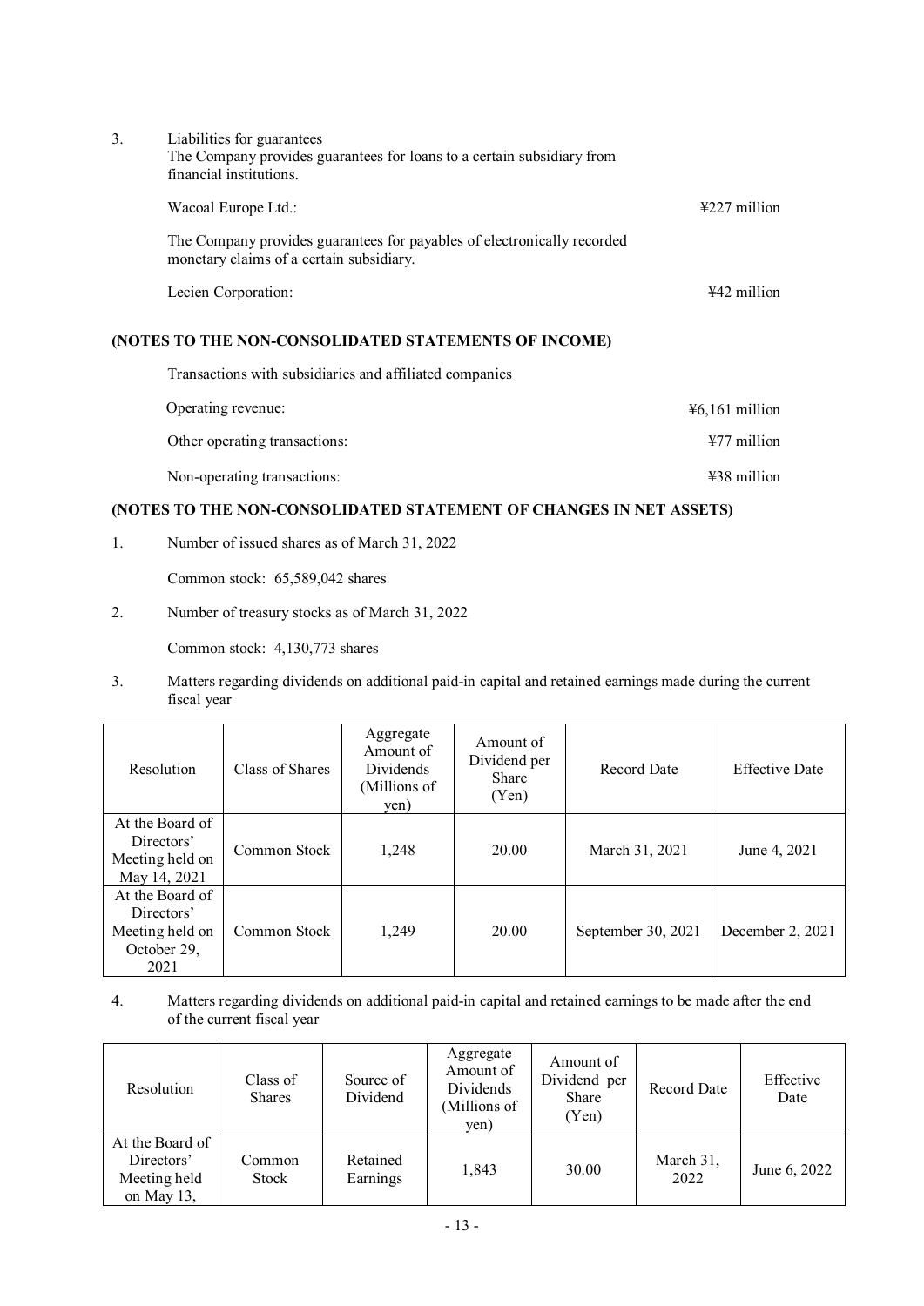3. Liabilities for guarantees

The Company provides guarantees for loans to a certain subsidiary from financial institutions.

| | |
|---|---|
| Wacoal Europe Ltd.: | ¥227 million |

The Company provides guarantees for payables of electronically recorded monetary claims of a certain subsidiary.

| | |
|---|---|
| Lecien Corporation: | ¥42 million |

**(NOTES TO THE NON-CONSOLIDATED STATEMENTS OF INCOME)**

Transactions with subsidiaries and affiliated companies

| | |
|---|---|
| Operating revenue: | ¥6,161 million |
| Other operating transactions: | ¥77 million |
| Non-operating transactions: | ¥38 million |

**(NOTES TO THE NON-CONSOLIDATED STATEMENT OF CHANGES IN NET ASSETS)**

1. Number of issued shares as of March 31, 2022

   Common stock: 65,589,042 shares

2. Number of treasury stocks as of March 31, 2022

   Common stock: 4,130,773 shares

3. Matters regarding dividends on additional paid-in capital and retained earnings made during the current fiscal year

| Resolution | Class of Shares | Aggregate Amount of Dividends (Millions of yen) | Amount of Dividend per Share (Yen) | Record Date | Effective Date |
|---|---|---|---|---|---|
| At the Board of Directors' Meeting held on May 14, 2021 | Common Stock | 1,248 | 20.00 | March 31, 2021 | June 4, 2021 |
| At the Board of Directors' Meeting held on October 29, 2021 | Common Stock | 1,249 | 20.00 | September 30, 2021 | December 2, 2021 |

4. Matters regarding dividends on additional paid-in capital and retained earnings to be made after the end of the current fiscal year

| Resolution | Class of Shares | Source of Dividend | Aggregate Amount of Dividends (Millions of yen) | Amount of Dividend per Share (Yen) | Record Date | Effective Date |
|---|---|---|---|---|---|---|
| At the Board of Directors' Meeting held on May 13, | Common Stock | Retained Earnings | 1,843 | 30.00 | March 31, 2022 | June 6, 2022 |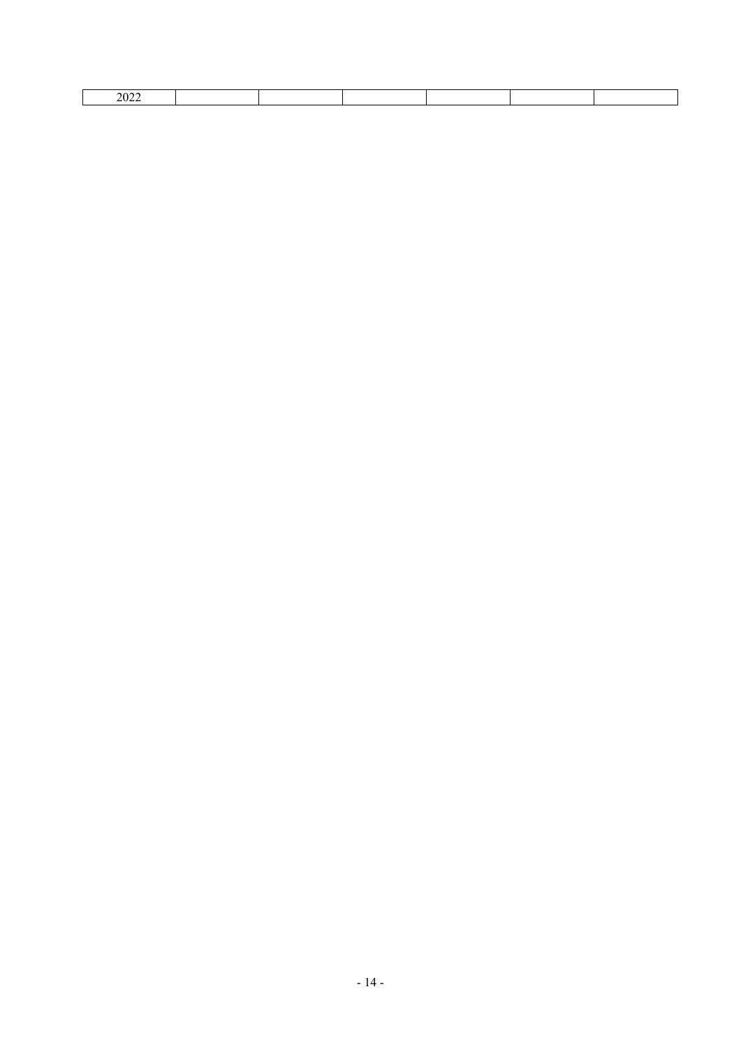| 2022 | | | | | | |
|---|---|---|---|---|---|---|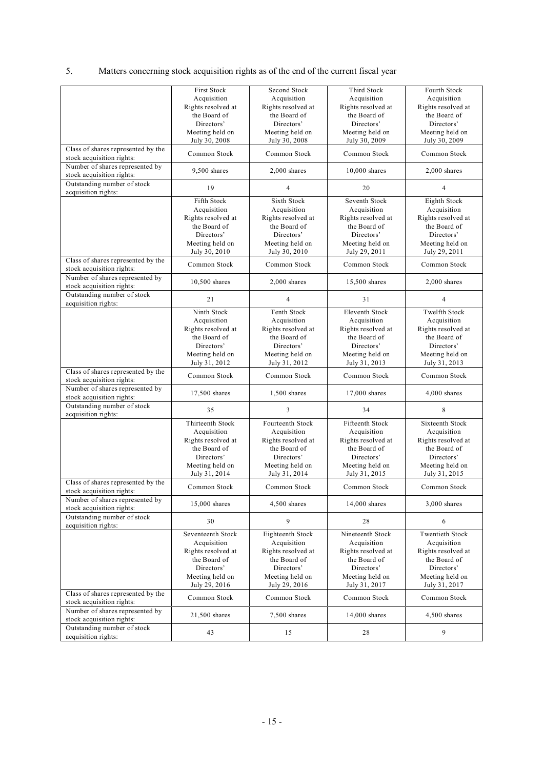5. Matters concerning stock acquisition rights as of the end of the current fiscal year

| | First Stock Acquisition Rights resolved at the Board of Directors' Meeting held on July 30, 2008 | Second Stock Acquisition Rights resolved at the Board of Directors' Meeting held on July 30, 2008 | Third Stock Acquisition Rights resolved at the Board of Directors' Meeting held on July 30, 2009 | Fourth Stock Acquisition Rights resolved at the Board of Directors' Meeting held on July 30, 2009 |
|---|---|---|---|---|
| Class of shares represented by the stock acquisition rights: | Common Stock | Common Stock | Common Stock | Common Stock |
| Number of shares represented by stock acquisition rights: | 9,500 shares | 2,000 shares | 10,000 shares | 2,000 shares |
| Outstanding number of stock acquisition rights: | 19 | 4 | 20 | 4 |
| | Fifth Stock Acquisition Rights resolved at the Board of Directors' Meeting held on July 30, 2010 | Sixth Stock Acquisition Rights resolved at the Board of Directors' Meeting held on July 30, 2010 | Seventh Stock Acquisition Rights resolved at the Board of Directors' Meeting held on July 29, 2011 | Eighth Stock Acquisition Rights resolved at the Board of Directors' Meeting held on July 29, 2011 |
| Class of shares represented by the stock acquisition rights: | Common Stock | Common Stock | Common Stock | Common Stock |
| Number of shares represented by stock acquisition rights: | 10,500 shares | 2,000 shares | 15,500 shares | 2,000 shares |
| Outstanding number of stock acquisition rights: | 21 | 4 | 31 | 4 |
| | Ninth Stock Acquisition Rights resolved at the Board of Directors' Meeting held on July 31, 2012 | Tenth Stock Acquisition Rights resolved at the Board of Directors' Meeting held on July 31, 2012 | Eleventh Stock Acquisition Rights resolved at the Board of Directors' Meeting held on July 31, 2013 | Twelfth Stock Acquisition Rights resolved at the Board of Directors' Meeting held on July 31, 2013 |
| Class of shares represented by the stock acquisition rights: | Common Stock | Common Stock | Common Stock | Common Stock |
| Number of shares represented by stock acquisition rights: | 17,500 shares | 1,500 shares | 17,000 shares | 4,000 shares |
| Outstanding number of stock acquisition rights: | 35 | 3 | 34 | 8 |
| | Thirteenth Stock Acquisition Rights resolved at the Board of Directors' Meeting held on July 31, 2014 | Fourteenth Stock Acquisition Rights resolved at the Board of Directors' Meeting held on July 31, 2014 | Fifteenth Stock Acquisition Rights resolved at the Board of Directors' Meeting held on July 31, 2015 | Sixteenth Stock Acquisition Rights resolved at the Board of Directors' Meeting held on July 31, 2015 |
| Class of shares represented by the stock acquisition rights: | Common Stock | Common Stock | Common Stock | Common Stock |
| Number of shares represented by stock acquisition rights: | 15,000 shares | 4,500 shares | 14,000 shares | 3,000 shares |
| Outstanding number of stock acquisition rights: | 30 | 9 | 28 | 6 |
| | Seventeenth Stock Acquisition Rights resolved at the Board of Directors' Meeting held on July 29, 2016 | Eighteenth Stock Acquisition Rights resolved at the Board of Directors' Meeting held on July 29, 2016 | Nineteenth Stock Acquisition Rights resolved at the Board of Directors' Meeting held on July 31, 2017 | Twentieth Stock Acquisition Rights resolved at the Board of Directors' Meeting held on July 31, 2017 |
| Class of shares represented by the stock acquisition rights: | Common Stock | Common Stock | Common Stock | Common Stock |
| Number of shares represented by stock acquisition rights: | 21,500 shares | 7,500 shares | 14,000 shares | 4,500 shares |
| Outstanding number of stock acquisition rights: | 43 | 15 | 28 | 9 |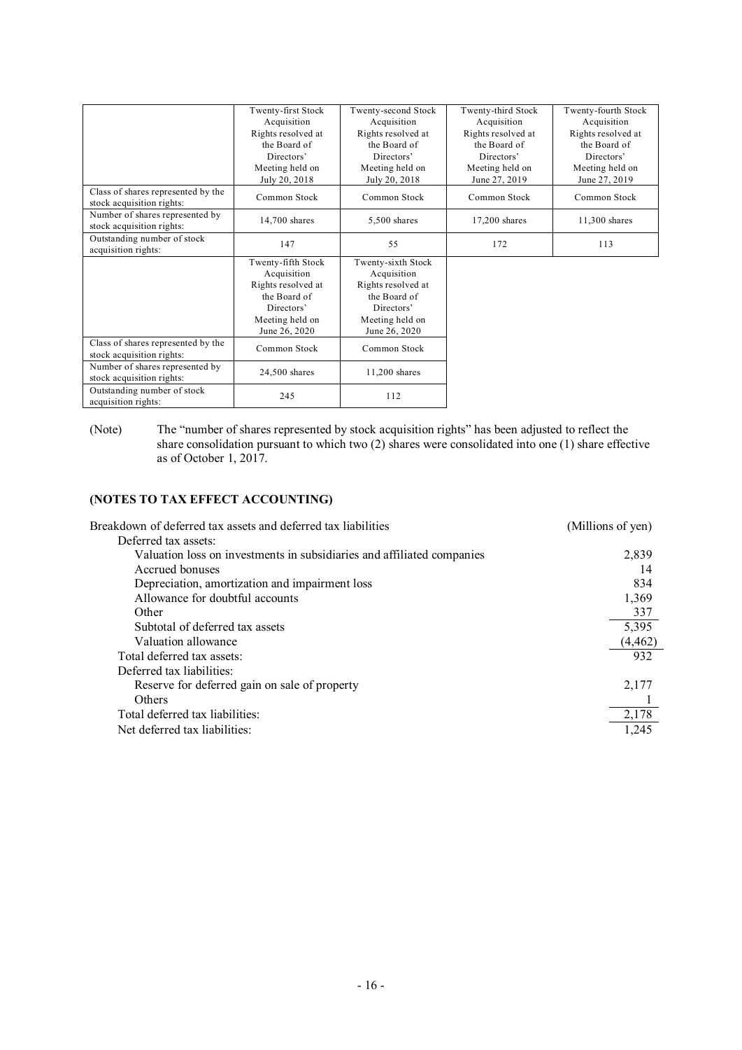| | Twenty-first Stock Acquisition Rights resolved at the Board of Directors' Meeting held on July 20, 2018 | Twenty-second Stock Acquisition Rights resolved at the Board of Directors' Meeting held on July 20, 2018 | Twenty-third Stock Acquisition Rights resolved at the Board of Directors' Meeting held on June 27, 2019 | Twenty-fourth Stock Acquisition Rights resolved at the Board of Directors' Meeting held on June 27, 2019 |
|---|---|---|---|---|
| Class of shares represented by the stock acquisition rights: | Common Stock | Common Stock | Common Stock | Common Stock |
| Number of shares represented by stock acquisition rights: | 14,700 shares | 5,500 shares | 17,200 shares | 11,300 shares |
| Outstanding number of stock acquisition rights: | 147 | 55 | 172 | 113 |

| | Twenty-fifth Stock Acquisition Rights resolved at the Board of Directors' Meeting held on June 26, 2020 | Twenty-sixth Stock Acquisition Rights resolved at the Board of Directors' Meeting held on June 26, 2020 |
|---|---|---|
| Class of shares represented by the stock acquisition rights: | Common Stock | Common Stock |
| Number of shares represented by stock acquisition rights: | 24,500 shares | 11,200 shares |
| Outstanding number of stock acquisition rights: | 245 | 112 |

(Note) The "number of shares represented by stock acquisition rights" has been adjusted to reflect the share consolidation pursuant to which two (2) shares were consolidated into one (1) share effective as of October 1, 2017.

### (NOTES TO TAX EFFECT ACCOUNTING)

| Breakdown of deferred tax assets and deferred tax liabilities | (Millions of yen) |
|---|---|
| Deferred tax assets: | |
| Valuation loss on investments in subsidiaries and affiliated companies | 2,839 |
| Accrued bonuses | 14 |
| Depreciation, amortization and impairment loss | 834 |
| Allowance for doubtful accounts | 1,369 |
| Other | 337 |
| Subtotal of deferred tax assets | 5,395 |
| Valuation allowance | (4,462) |
| Total deferred tax assets: | 932 |
| Deferred tax liabilities: | |
| Reserve for deferred gain on sale of property | 2,177 |
| Others | 1 |
| Total deferred tax liabilities: | 2,178 |
| Net deferred tax liabilities: | 1,245 |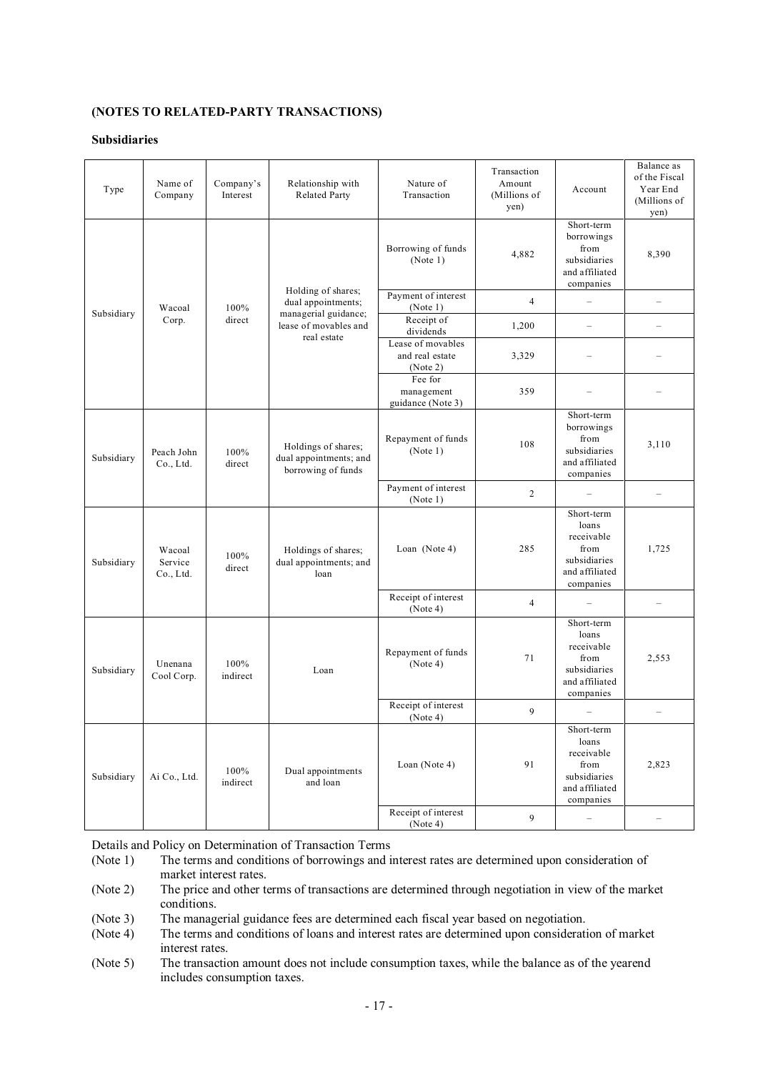**(NOTES TO RELATED-PARTY TRANSACTIONS)**

**Subsidiaries**

| Type | Name of Company | Company's Interest | Relationship with Related Party | Nature of Transaction | Transaction Amount (Millions of yen) | Account | Balance as of the Fiscal Year End (Millions of yen) |
|---|---|---|---|---|---|---|---|
| Subsidiary | Wacoal Corp. | 100% direct | Holding of shares; dual appointments; managerial guidance; lease of movables and real estate | Borrowing of funds (Note 1) | 4,882 | Short-term borrowings from subsidiaries and affiliated companies | 8,390 |
| | | | | Payment of interest (Note 1) | 4 | – | – |
| | | | | Receipt of dividends | 1,200 | – | – |
| | | | | Lease of movables and real estate (Note 2) | 3,329 | – | – |
| | | | | Fee for management guidance (Note 3) | 359 | – | – |
| Subsidiary | Peach John Co., Ltd. | 100% direct | Holdings of shares; dual appointments; and borrowing of funds | Repayment of funds (Note 1) | 108 | Short-term borrowings from subsidiaries and affiliated companies | 3,110 |
| | | | | Payment of interest (Note 1) | 2 | – | – |
| Subsidiary | Wacoal Service Co., Ltd. | 100% direct | Holdings of shares; dual appointments; and loan | Loan (Note 4) | 285 | Short-term loans receivable from subsidiaries and affiliated companies | 1,725 |
| | | | | Receipt of interest (Note 4) | 4 | – | – |
| Subsidiary | Unenana Cool Corp. | 100% indirect | Loan | Repayment of funds (Note 4) | 71 | Short-term loans receivable from subsidiaries and affiliated companies | 2,553 |
| | | | | Receipt of interest (Note 4) | 9 | – | – |
| Subsidiary | Ai Co., Ltd. | 100% indirect | Dual appointments and loan | Loan (Note 4) | 91 | Short-term loans receivable from subsidiaries and affiliated companies | 2,823 |
| | | | | Receipt of interest (Note 4) | 9 | – | – |

Details and Policy on Determination of Transaction Terms

(Note 1) The terms and conditions of borrowings and interest rates are determined upon consideration of market interest rates.

(Note 2) The price and other terms of transactions are determined through negotiation in view of the market conditions.

(Note 3) The managerial guidance fees are determined each fiscal year based on negotiation.

(Note 4) The terms and conditions of loans and interest rates are determined upon consideration of market interest rates.

(Note 5) The transaction amount does not include consumption taxes, while the balance as of the yearend includes consumption taxes.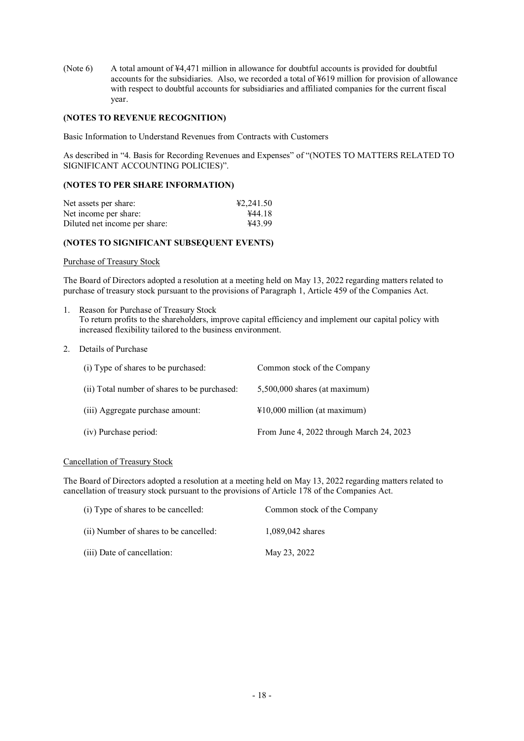(Note 6) A total amount of ¥4,471 million in allowance for doubtful accounts is provided for doubtful accounts for the subsidiaries. Also, we recorded a total of ¥619 million for provision of allowance with respect to doubtful accounts for subsidiaries and affiliated companies for the current fiscal year.

**(NOTES TO REVENUE RECOGNITION)**

Basic Information to Understand Revenues from Contracts with Customers

As described in "4. Basis for Recording Revenues and Expenses" of "(NOTES TO MATTERS RELATED TO SIGNIFICANT ACCOUNTING POLICIES)".

**(NOTES TO PER SHARE INFORMATION)**

| | |
|---|---|
| Net assets per share: | ¥2,241.50 |
| Net income per share: | ¥44.18 |
| Diluted net income per share: | ¥43.99 |

**(NOTES TO SIGNIFICANT SUBSEQUENT EVENTS)**

Purchase of Treasury Stock

The Board of Directors adopted a resolution at a meeting held on May 13, 2022 regarding matters related to purchase of treasury stock pursuant to the provisions of Paragraph 1, Article 459 of the Companies Act.

1. Reason for Purchase of Treasury Stock
   To return profits to the shareholders, improve capital efficiency and implement our capital policy with increased flexibility tailored to the business environment.

2. Details of Purchase

| | |
|---|---|
| (i) Type of shares to be purchased: | Common stock of the Company |
| (ii) Total number of shares to be purchased: | 5,500,000 shares (at maximum) |
| (iii) Aggregate purchase amount: | ¥10,000 million (at maximum) |
| (iv) Purchase period: | From June 4, 2022 through March 24, 2023 |

Cancellation of Treasury Stock

The Board of Directors adopted a resolution at a meeting held on May 13, 2022 regarding matters related to cancellation of treasury stock pursuant to the provisions of Article 178 of the Companies Act.

| | |
|---|---|
| (i) Type of shares to be cancelled: | Common stock of the Company |
| (ii) Number of shares to be cancelled: | 1,089,042 shares |
| (iii) Date of cancellation: | May 23, 2022 |